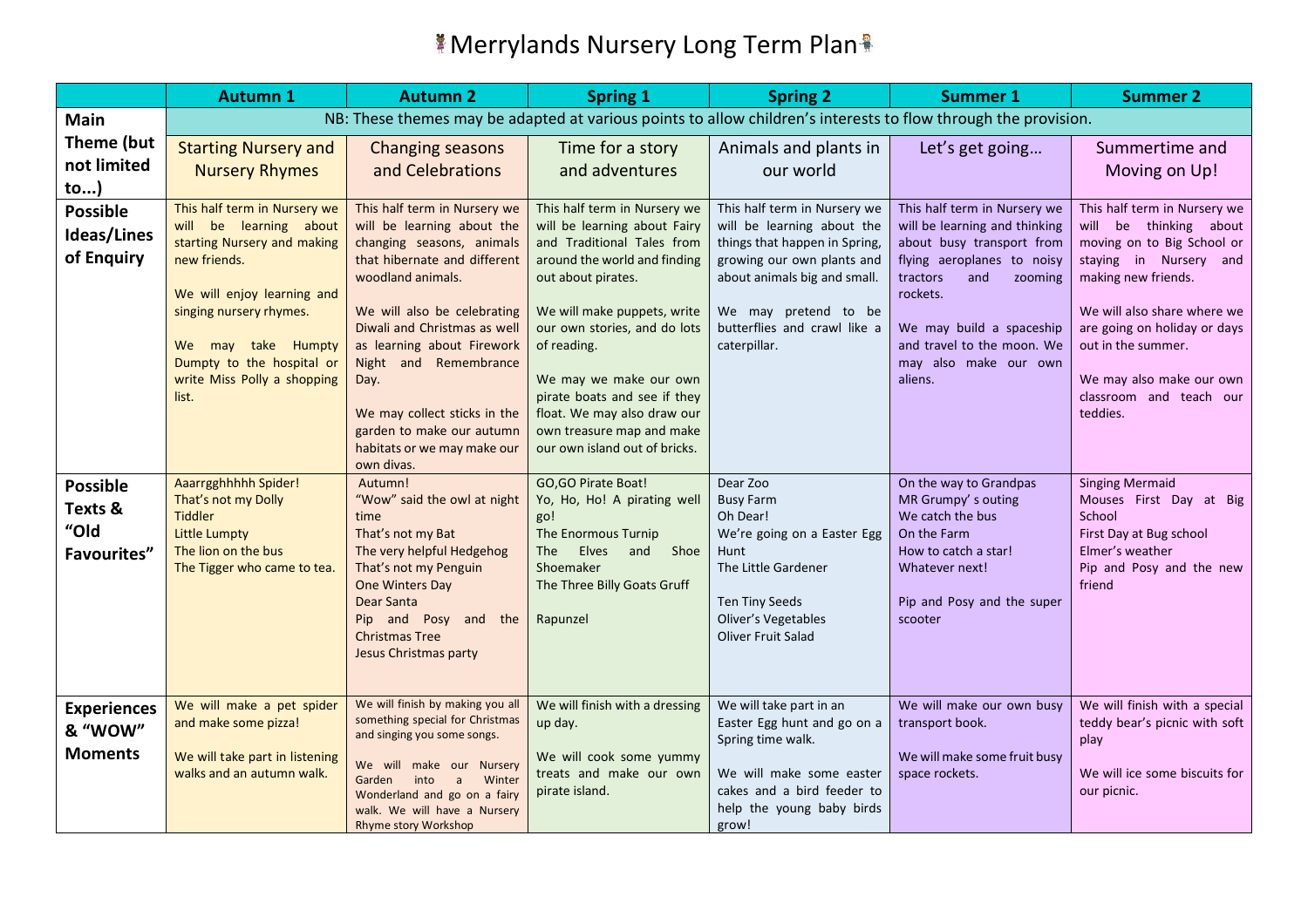# Merrylands Nursery Long Term Plan

| | Autumn 1 | Autumn 2 | Spring 1 | Spring 2 | Summer 1 | Summer 2 |
|---|---|---|---|---|---|---|
| **Main Theme (but not limited to...)** | NB: These themes may be adapted at various points to allow children's interests to flow through the provision. | | | | | |
| | Starting Nursery and Nursery Rhymes | Changing seasons and Celebrations | Time for a story and adventures | Animals and plants in our world | Let's get going… | Summertime and Moving on Up! |
| **Possible Ideas/Lines of Enquiry** | This half term in Nursery we will be learning about starting Nursery and making new friends.<br><br>We will enjoy learning and singing nursery rhymes.<br><br>We may take Humpty Dumpty to the hospital or write Miss Polly a shopping list. | This half term in Nursery we will be learning about the changing seasons, animals that hibernate and different woodland animals.<br><br>We will also be celebrating Diwali and Christmas as well as learning about Firework Night and Remembrance Day.<br><br>We may collect sticks in the garden to make our autumn habitats or we may make our own divas. | This half term in Nursery we will be learning about Fairy and Traditional Tales from around the world and finding out about pirates.<br><br>We will make puppets, write our own stories, and do lots of reading.<br><br>We may we make our own pirate boats and see if they float. We may also draw our own treasure map and make our own island out of bricks. | This half term in Nursery we will be learning about the things that happen in Spring, growing our own plants and about animals big and small.<br><br>We may pretend to be butterflies and crawl like a caterpillar. | This half term in Nursery we will be learning and thinking about busy transport from flying aeroplanes to noisy tractors and zooming rockets.<br><br>We may build a spaceship and travel to the moon. We may also make our own aliens. | This half term in Nursery we will be thinking about moving on to Big School or staying in Nursery and making new friends.<br><br>We will also share where we are going on holiday or days out in the summer.<br><br>We may also make our own classroom and teach our teddies. |
| **Possible Texts & "Old Favourites"** | Aaarrgghhhhh Spider!<br>That's not my Dolly<br>Tiddler<br>Little Lumpty<br>The lion on the bus<br>The Tigger who came to tea. | Autumn!<br>"Wow" said the owl at night time<br>That's not my Bat<br>The very helpful Hedgehog<br>That's not my Penguin<br>One Winters Day<br>Dear Santa<br>Pip and Posy and the Christmas Tree<br>Jesus Christmas party | GO,GO Pirate Boat!<br>Yo, Ho, Ho! A pirating well go!<br>The Enormous Turnip<br>The Elves and Shoe Shoemaker<br>The Three Billy Goats Gruff<br><br>Rapunzel | Dear Zoo<br>Busy Farm<br>Oh Dear!<br>We're going on a Easter Egg Hunt<br>The Little Gardener<br><br>Ten Tiny Seeds<br>Oliver's Vegetables<br>Oliver Fruit Salad | On the way to Grandpas<br>MR Grumpy' s outing<br>We catch the bus<br>On the Farm<br>How to catch a star!<br>Whatever next!<br><br>Pip and Posy and the super scooter | Singing Mermaid<br>Mouses First Day at Big School<br>First Day at Bug school<br>Elmer's weather<br>Pip and Posy and the new friend |
| **Experiences & "WOW" Moments** | We will make a pet spider and make some pizza!<br><br>We will take part in listening walks and an autumn walk. | We will finish by making you all something special for Christmas and singing you some songs.<br><br>We will make our Nursery Garden into a Winter Wonderland and go on a fairy walk. We will have a Nursery Rhyme story Workshop | We will finish with a dressing up day.<br><br>We will cook some yummy treats and make our own pirate island. | We will take part in an Easter Egg hunt and go on a Spring time walk.<br><br>We will make some easter cakes and a bird feeder to help the young baby birds grow! | We will make our own busy transport book.<br><br>We will make some fruit busy space rockets. | We will finish with a special teddy bear's picnic with soft play<br><br>We will ice some biscuits for our picnic. |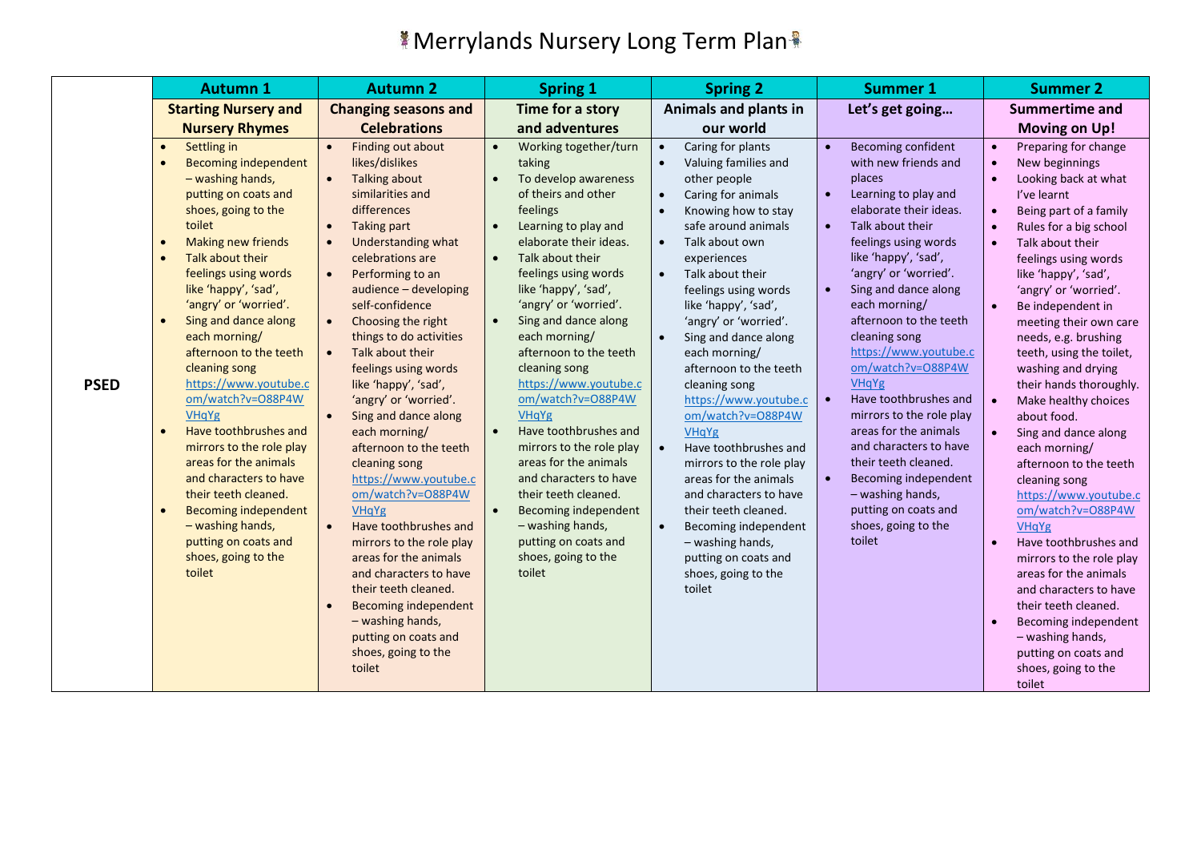# Merrylands Nursery Long Term Plan

| | Autumn 1 | Autumn 2 | Spring 1 | Spring 2 | Summer 1 | Summer 2 |
|---|---|---|---|---|---|---|
| | **Starting Nursery and Nursery Rhymes** | **Changing seasons and Celebrations** | **Time for a story and adventures** | **Animals and plants in our world** | **Let's get going…** | **Summertime and Moving on Up!** |
| **PSED** | • Settling in<br>• Becoming independent – washing hands, putting on coats and shoes, going to the toilet<br>• Making new friends<br>• Talk about their feelings using words like 'happy', 'sad', 'angry' or 'worried'.<br>• Sing and dance along each morning/ afternoon to the teeth cleaning song https://www.youtube.com/watch?v=O88P4WVHqYg<br>• Have toothbrushes and mirrors to the role play areas for the animals and characters to have their teeth cleaned.<br>• Becoming independent – washing hands, putting on coats and shoes, going to the toilet | • Finding out about likes/dislikes<br>• Talking about similarities and differences<br>• Taking part<br>• Understanding what celebrations are<br>• Performing to an audience – developing self-confidence<br>• Choosing the right things to do activities<br>• Talk about their feelings using words like 'happy', 'sad', 'angry' or 'worried'.<br>• Sing and dance along each morning/ afternoon to the teeth cleaning song https://www.youtube.com/watch?v=O88P4WVHqYg<br>• Have toothbrushes and mirrors to the role play areas for the animals and characters to have their teeth cleaned.<br>• Becoming independent – washing hands, putting on coats and shoes, going to the toilet | • Working together/turn taking<br>• To develop awareness of theirs and other feelings<br>• Learning to play and elaborate their ideas.<br>• Talk about their feelings using words like 'happy', 'sad', 'angry' or 'worried'.<br>• Sing and dance along each morning/ afternoon to the teeth cleaning song https://www.youtube.com/watch?v=O88P4WVHqYg<br>• Have toothbrushes and mirrors to the role play areas for the animals and characters to have their teeth cleaned.<br>• Becoming independent – washing hands, putting on coats and shoes, going to the toilet | • Caring for plants<br>• Valuing families and other people<br>• Caring for animals<br>• Knowing how to stay safe around animals<br>• Talk about own experiences<br>• Talk about their feelings using words like 'happy', 'sad', 'angry' or 'worried'.<br>• Sing and dance along each morning/ afternoon to the teeth cleaning song https://www.youtube.com/watch?v=O88P4WVHqYg<br>• Have toothbrushes and mirrors to the role play areas for the animals and characters to have their teeth cleaned.<br>• Becoming independent – washing hands, putting on coats and shoes, going to the toilet | • Becoming confident with new friends and places<br>• Learning to play and elaborate their ideas.<br>• Talk about their feelings using words like 'happy', 'sad', 'angry' or 'worried'.<br>• Sing and dance along each morning/ afternoon to the teeth cleaning song https://www.youtube.com/watch?v=O88P4WVHqYg<br>• Have toothbrushes and mirrors to the role play areas for the animals and characters to have their teeth cleaned.<br>• Becoming independent – washing hands, putting on coats and shoes, going to the toilet | • Preparing for change<br>• New beginnings<br>• Looking back at what I've learnt<br>• Being part of a family<br>• Rules for a big school<br>• Talk about their feelings using words like 'happy', 'sad', 'angry' or 'worried'.<br>• Be independent in meeting their own care needs, e.g. brushing teeth, using the toilet, washing and drying their hands thoroughly.<br>• Make healthy choices about food.<br>• Sing and dance along each morning/ afternoon to the teeth cleaning song https://www.youtube.com/watch?v=O88P4WVHqYg<br>• Have toothbrushes and mirrors to the role play areas for the animals and characters to have their teeth cleaned.<br>• Becoming independent – washing hands, putting on coats and shoes, going to the toilet |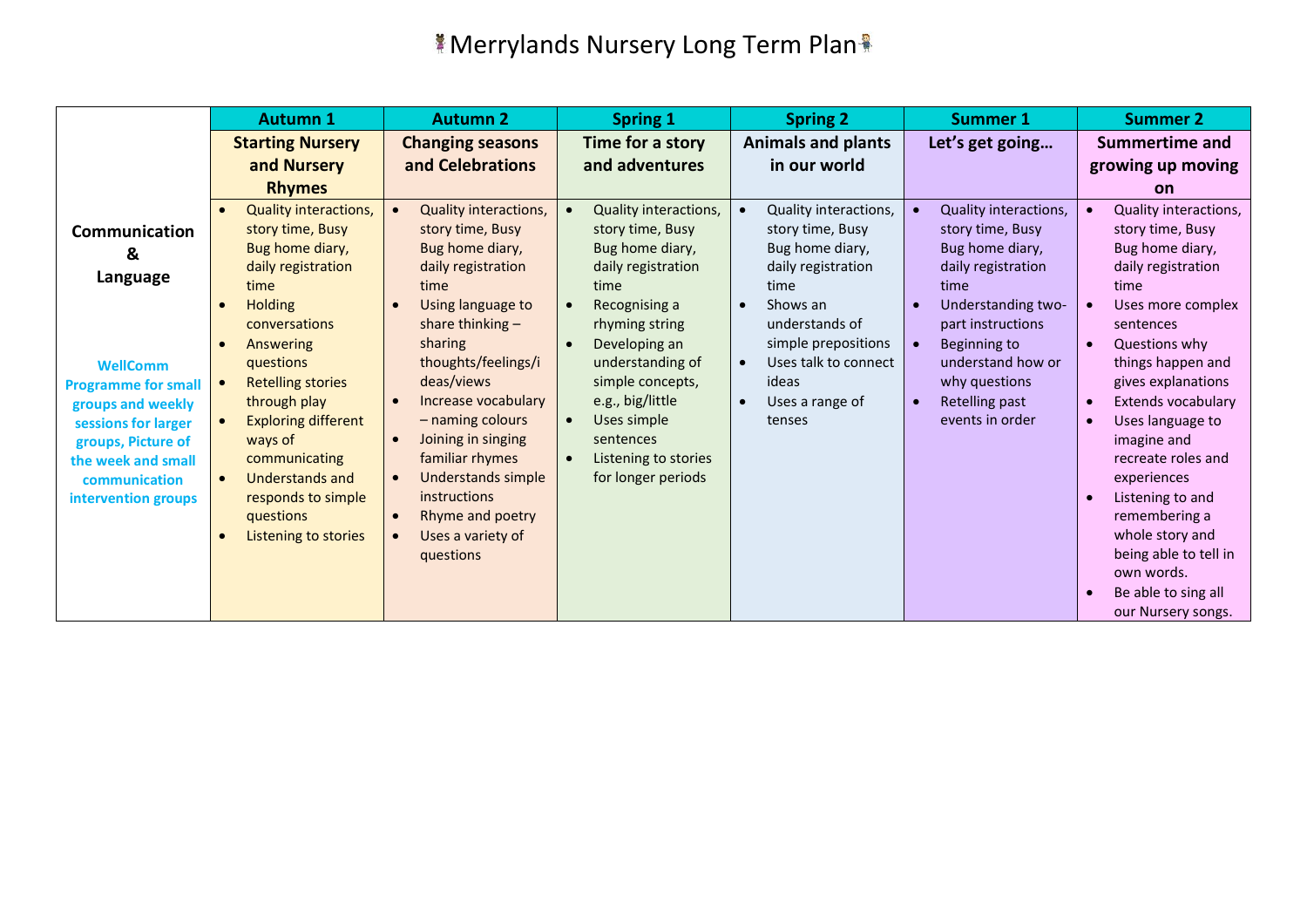# Merrylands Nursery Long Term Plan

| | Autumn 1 | Autumn 2 | Spring 1 | Spring 2 | Summer 1 | Summer 2 |
|---|---|---|---|---|---|---|
| | **Starting Nursery and Nursery Rhymes** | **Changing seasons and Celebrations** | **Time for a story and adventures** | **Animals and plants in our world** | **Let's get going…** | **Summertime and growing up moving on** |
| **Communication & Language**<br><br>**WellComm Programme for small groups and weekly sessions for larger groups, Picture of the week and small communication intervention groups** | • Quality interactions, story time, Busy Bug home diary, daily registration time<br>• Holding conversations<br>• Answering questions<br>• Retelling stories through play<br>• Exploring different ways of communicating<br>• Understands and responds to simple questions<br>• Listening to stories | • Quality interactions, story time, Busy Bug home diary, daily registration time<br>• Using language to share thinking – sharing thoughts/feelings/ideas/views<br>• Increase vocabulary – naming colours<br>• Joining in singing familiar rhymes<br>• Understands simple instructions<br>• Rhyme and poetry<br>• Uses a variety of questions | • Quality interactions, story time, Busy Bug home diary, daily registration time<br>• Recognising a rhyming string<br>• Developing an understanding of simple concepts, e.g., big/little<br>• Uses simple sentences<br>• Listening to stories for longer periods | • Quality interactions, story time, Busy Bug home diary, daily registration time<br>• Shows an understands of simple prepositions<br>• Uses talk to connect ideas<br>• Uses a range of tenses | • Quality interactions, story time, Busy Bug home diary, daily registration time<br>• Understanding two-part instructions<br>• Beginning to understand how or why questions<br>• Retelling past events in order | • Quality interactions, story time, Busy Bug home diary, daily registration time<br>• Uses more complex sentences<br>• Questions why things happen and gives explanations<br>• Extends vocabulary<br>• Uses language to imagine and recreate roles and experiences<br>• Listening to and remembering a whole story and being able to tell in own words.<br>• Be able to sing all our Nursery songs. |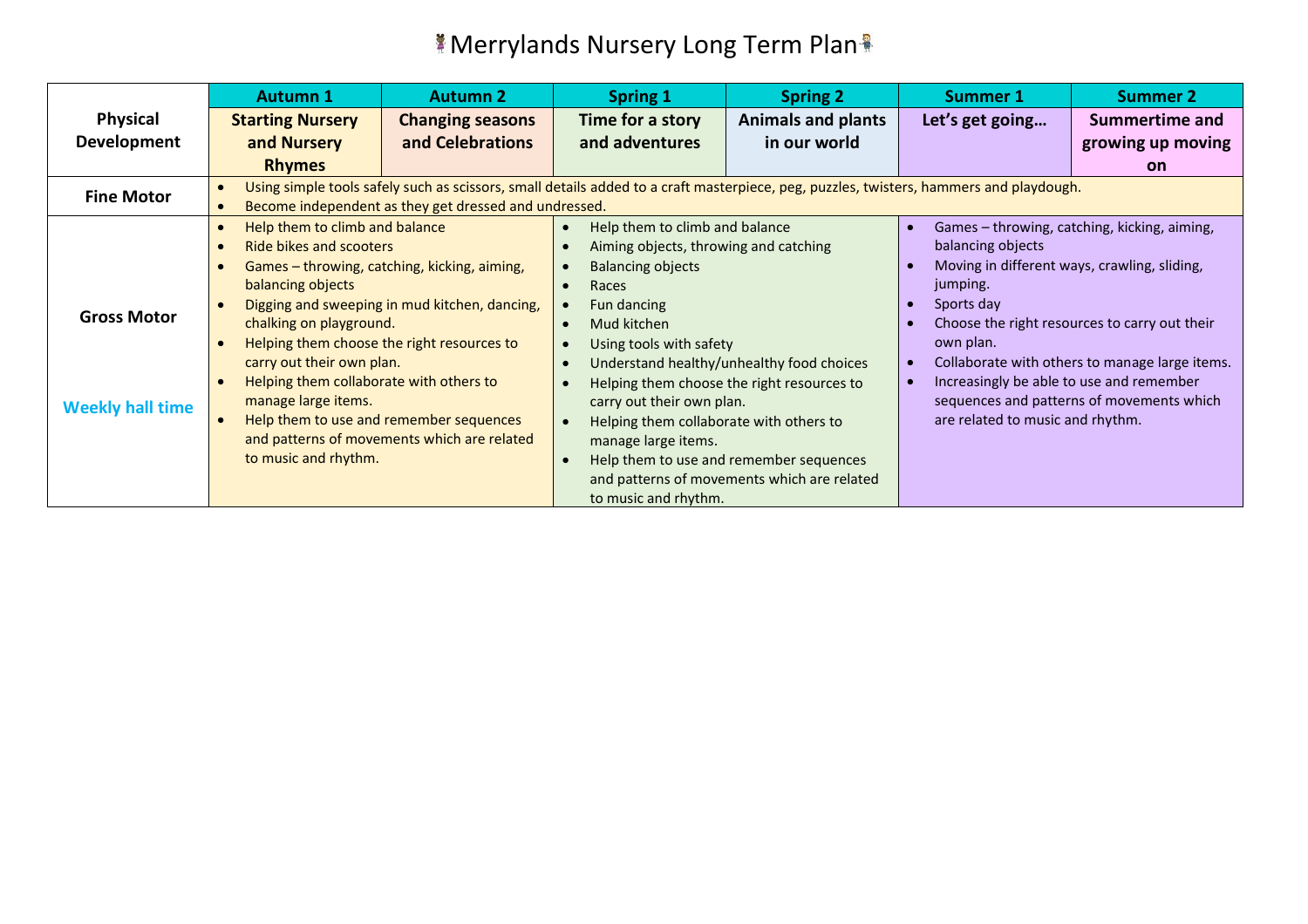# Merrylands Nursery Long Term Plan

| Physical Development | Autumn 1 | Autumn 2 | Spring 1 | Spring 2 | Summer 1 | Summer 2 |
|---|---|---|---|---|---|---|
| | Starting Nursery and Nursery Rhymes | Changing seasons and Celebrations | Time for a story and adventures | Animals and plants in our world | Let's get going… | Summertime and growing up moving on |
| Fine Motor | • Using simple tools safely such as scissors, small details added to a craft masterpiece, peg, puzzles, twisters, hammers and playdough.<br>• Become independent as they get dressed and undressed. | | | | | |
| Gross Motor<br><br>Weekly hall time | • Help them to climb and balance<br>• Ride bikes and scooters<br>• Games – throwing, catching, kicking, aiming, balancing objects<br>• Digging and sweeping in mud kitchen, dancing, chalking on playground.<br>• Helping them choose the right resources to carry out their own plan.<br>• Helping them collaborate with others to manage large items.<br>• Help them to use and remember sequences and patterns of movements which are related to music and rhythm. | | • Help them to climb and balance<br>• Aiming objects, throwing and catching<br>• Balancing objects<br>• Races<br>• Fun dancing<br>• Mud kitchen<br>• Using tools with safety<br>• Understand healthy/unhealthy food choices<br>• Helping them choose the right resources to carry out their own plan.<br>• Helping them collaborate with others to manage large items.<br>• Help them to use and remember sequences and patterns of movements which are related to music and rhythm. | | • Games – throwing, catching, kicking, aiming, balancing objects<br>• Moving in different ways, crawling, sliding, jumping.<br>• Sports day<br>• Choose the right resources to carry out their own plan.<br>• Collaborate with others to manage large items.<br>• Increasingly be able to use and remember sequences and patterns of movements which are related to music and rhythm. | |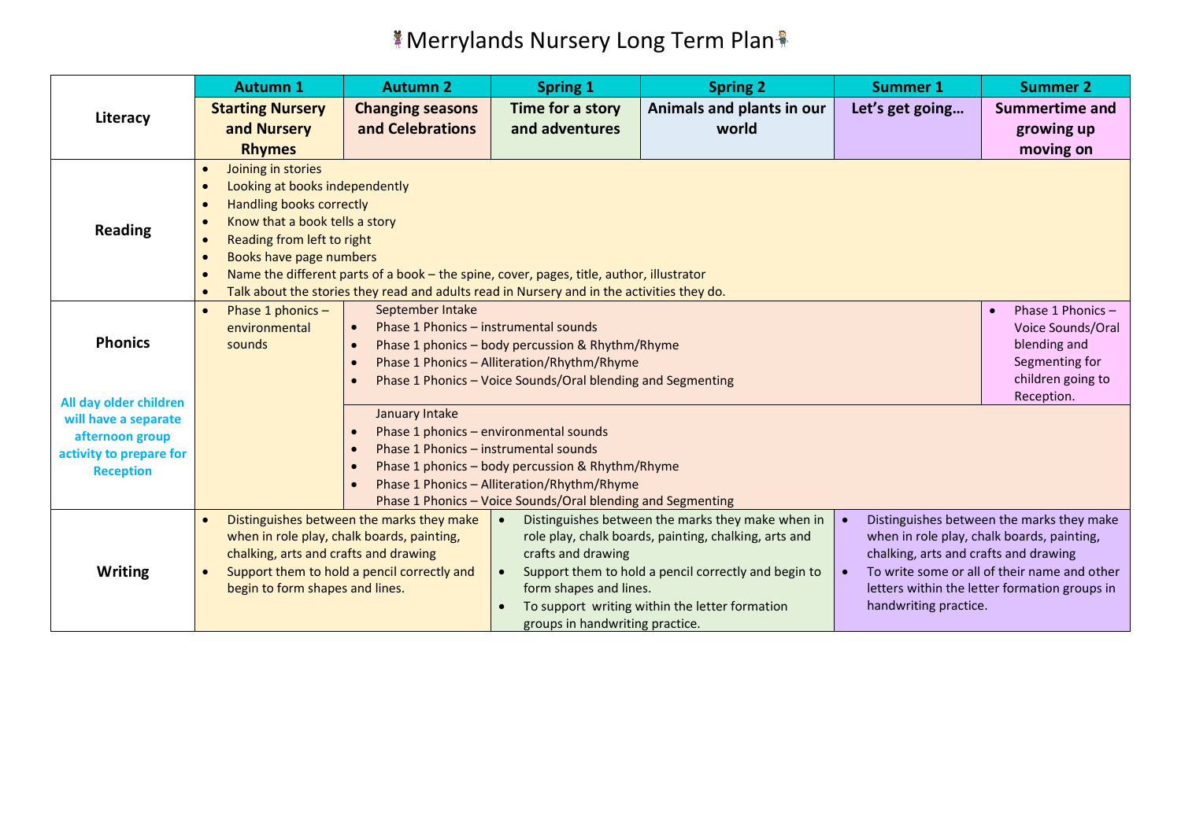# Merrylands Nursery Long Term Plan

| Literacy | Autumn 1 | Autumn 2 | Spring 1 | Spring 2 | Summer 1 | Summer 2 |
|---|---|---|---|---|---|---|
| | Starting Nursery and Nursery Rhymes | Changing seasons and Celebrations | Time for a story and adventures | Animals and plants in our world | Let's get going… | Summertime and growing up moving on |
| **Reading** | • Joining in stories<br>• Looking at books independently<br>• Handling books correctly<br>• Know that a book tells a story<br>• Reading from left to right<br>• Books have page numbers<br>• Name the different parts of a book – the spine, cover, pages, title, author, illustrator<br>• Talk about the stories they read and adults read in Nursery and in the activities they do. | | | | | |
| **Phonics**<br><br>All day older children will have a separate afternoon group activity to prepare for Reception | • Phase 1 phonics – environmental sounds | September Intake<br>• Phase 1 Phonics – instrumental sounds<br>• Phase 1 phonics – body percussion & Rhythm/Rhyme<br>• Phase 1 Phonics – Alliteration/Rhythm/Rhyme<br>• Phase 1 Phonics – Voice Sounds/Oral blending and Segmenting | | | | • Phase 1 Phonics – Voice Sounds/Oral blending and Segmenting for children going to Reception. |
| | | January Intake<br>• Phase 1 phonics – environmental sounds<br>• Phase 1 Phonics – instrumental sounds<br>• Phase 1 phonics – body percussion & Rhythm/Rhyme<br>• Phase 1 Phonics – Alliteration/Rhythm/Rhyme<br>Phase 1 Phonics – Voice Sounds/Oral blending and Segmenting | | | | |
| **Writing** | • Distinguishes between the marks they make when in role play, chalk boards, painting, chalking, arts and crafts and drawing<br>• Support them to hold a pencil correctly and begin to form shapes and lines. | | • Distinguishes between the marks they make when in role play, chalk boards, painting, chalking, arts and crafts and drawing<br>• Support them to hold a pencil correctly and begin to form shapes and lines.<br>• To support writing within the letter formation groups in handwriting practice. | | • Distinguishes between the marks they make when in role play, chalk boards, painting, chalking, arts and crafts and drawing<br>• To write some or all of their name and other letters within the letter formation groups in handwriting practice. | |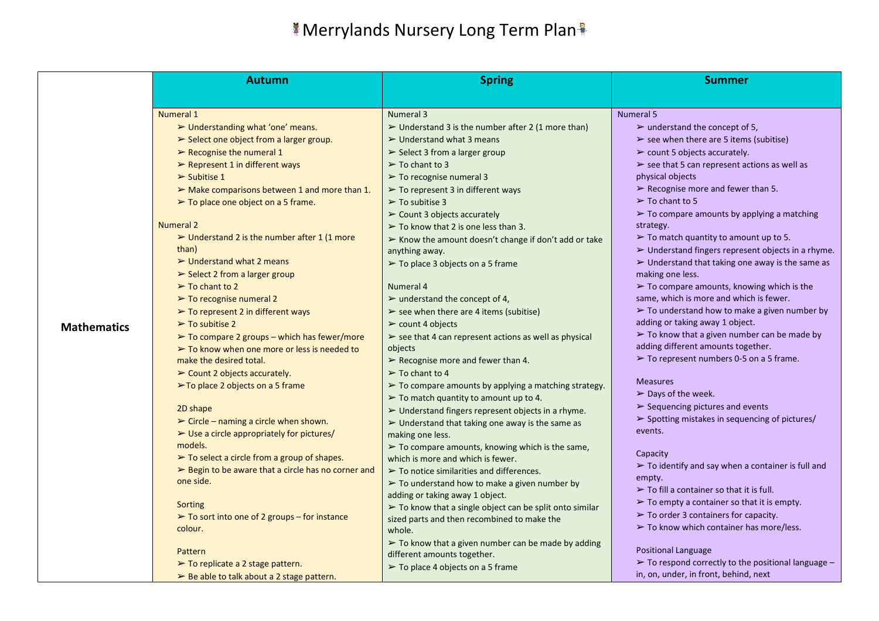# Merrylands Nursery Long Term Plan

| | Autumn | Spring | Summer |
|---|---|---|---|
| **Mathematics** | Numeral 1<br>➢ Understanding what 'one' means.<br>➢ Select one object from a larger group.<br>➢ Recognise the numeral 1<br>➢ Represent 1 in different ways<br>➢ Subitise 1<br>➢ Make comparisons between 1 and more than 1.<br>➢ To place one object on a 5 frame.<br><br>Numeral 2<br>➢ Understand 2 is the number after 1 (1 more than)<br>➢ Understand what 2 means<br>➢ Select 2 from a larger group<br>➢ To chant to 2<br>➢ To recognise numeral 2<br>➢ To represent 2 in different ways<br>➢ To subitise 2<br>➢ To compare 2 groups – which has fewer/more<br>➢ To know when one more or less is needed to make the desired total.<br>➢ Count 2 objects accurately.<br>➢ To place 2 objects on a 5 frame<br><br>2D shape<br>➢ Circle – naming a circle when shown.<br>➢ Use a circle appropriately for pictures/ models.<br>➢ To select a circle from a group of shapes.<br>➢ Begin to be aware that a circle has no corner and one side.<br><br>Sorting<br>➢ To sort into one of 2 groups – for instance colour.<br><br>Pattern<br>➢ To replicate a 2 stage pattern.<br>➢ Be able to talk about a 2 stage pattern. | Numeral 3<br>➢ Understand 3 is the number after 2 (1 more than)<br>➢ Understand what 3 means<br>➢ Select 3 from a larger group<br>➢ To chant to 3<br>➢ To recognise numeral 3<br>➢ To represent 3 in different ways<br>➢ To subitise 3<br>➢ Count 3 objects accurately<br>➢ To know that 2 is one less than 3.<br>➢ Know the amount doesn't change if don't add or take anything away.<br>➢ To place 3 objects on a 5 frame<br><br>Numeral 4<br>➢ understand the concept of 4,<br>➢ see when there are 4 items (subitise)<br>➢ count 4 objects<br>➢ see that 4 can represent actions as well as physical objects<br>➢ Recognise more and fewer than 4.<br>➢ To chant to 4<br>➢ To compare amounts by applying a matching strategy.<br>➢ To match quantity to amount up to 4.<br>➢ Understand fingers represent objects in a rhyme.<br>➢ Understand that taking one away is the same as making one less.<br>➢ To compare amounts, knowing which is the same, which is more and which is fewer.<br>➢ To notice similarities and differences.<br>➢ To understand how to make a given number by adding or taking away 1 object.<br>➢ To know that a single object can be split onto similar sized parts and then recombined to make the whole.<br>➢ To know that a given number can be made by adding different amounts together.<br>➢ To place 4 objects on a 5 frame | Numeral 5<br>➢ understand the concept of 5,<br>➢ see when there are 5 items (subitise)<br>➢ count 5 objects accurately.<br>➢ see that 5 can represent actions as well as physical objects<br>➢ Recognise more and fewer than 5.<br>➢ To chant to 5<br>➢ To compare amounts by applying a matching strategy.<br>➢ To match quantity to amount up to 5.<br>➢ Understand fingers represent objects in a rhyme.<br>➢ Understand that taking one away is the same as making one less.<br>➢ To compare amounts, knowing which is the same, which is more and which is fewer.<br>➢ To understand how to make a given number by adding or taking away 1 object.<br>➢ To know that a given number can be made by adding different amounts together.<br>➢ To represent numbers 0-5 on a 5 frame.<br><br>Measures<br>➢ Days of the week.<br>➢ Sequencing pictures and events<br>➢ Spotting mistakes in sequencing of pictures/ events.<br><br>Capacity<br>➢ To identify and say when a container is full and empty.<br>➢ To fill a container so that it is full.<br>➢ To empty a container so that it is empty.<br>➢ To order 3 containers for capacity.<br>➢ To know which container has more/less.<br><br>Positional Language<br>➢ To respond correctly to the positional language – in, on, under, in front, behind, next |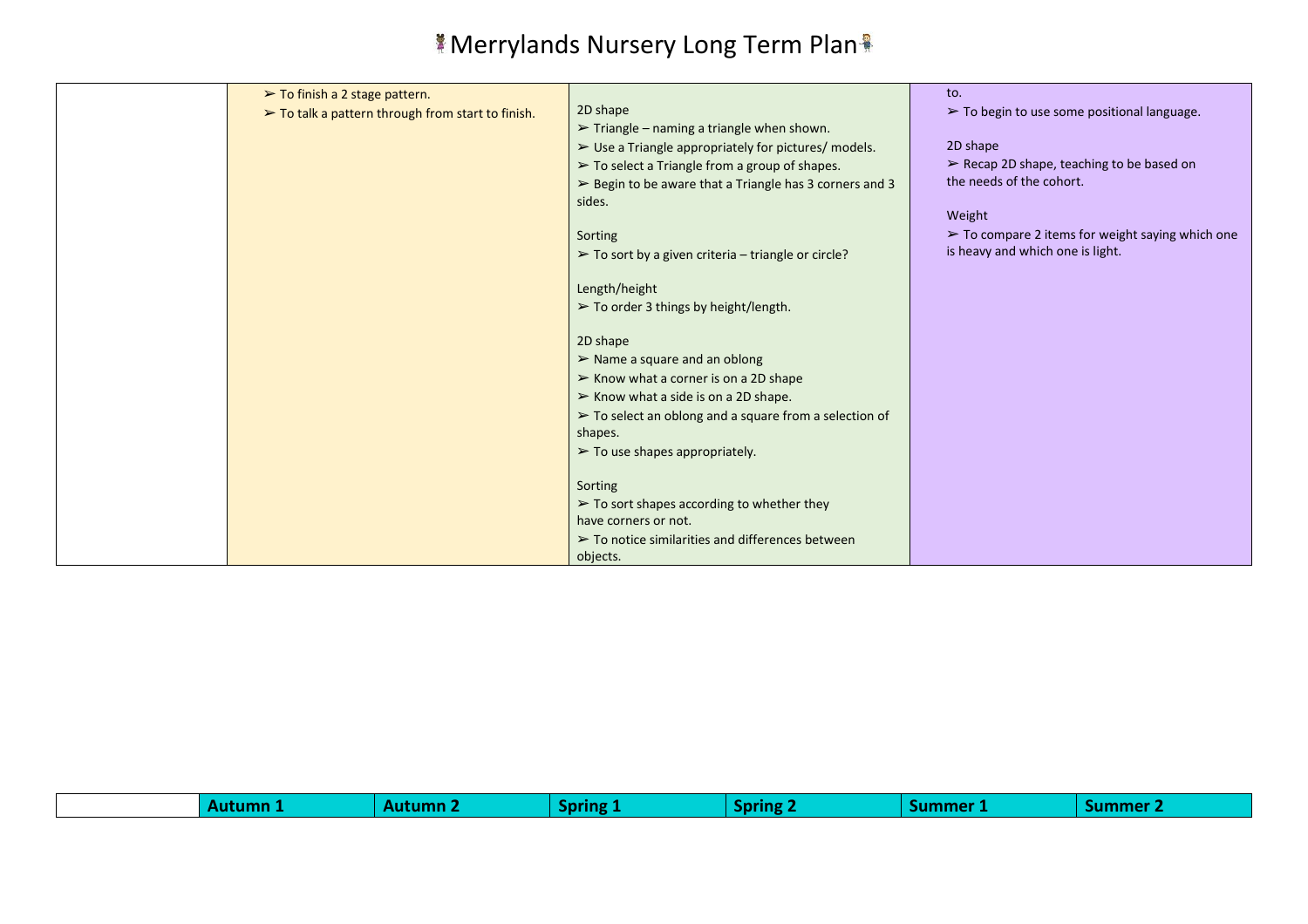# Merrylands Nursery Long Term Plan

| | | | |
|---|---|---|---|
| | ➢ To finish a 2 stage pattern.<br>➢ To talk a pattern through from start to finish. | 2D shape<br>➢ Triangle – naming a triangle when shown.<br>➢ Use a Triangle appropriately for pictures/ models.<br>➢ To select a Triangle from a group of shapes.<br>➢ Begin to be aware that a Triangle has 3 corners and 3 sides.<br><br>Sorting<br>➢ To sort by a given criteria – triangle or circle?<br><br>Length/height<br>➢ To order 3 things by height/length.<br><br>2D shape<br>➢ Name a square and an oblong<br>➢ Know what a corner is on a 2D shape<br>➢ Know what a side is on a 2D shape.<br>➢ To select an oblong and a square from a selection of shapes.<br>➢ To use shapes appropriately.<br><br>Sorting<br>➢ To sort shapes according to whether they have corners or not.<br>➢ To notice similarities and differences between objects. | to.<br>➢ To begin to use some positional language.<br><br>2D shape<br>➢ Recap 2D shape, teaching to be based on the needs of the cohort.<br><br>Weight<br>➢ To compare 2 items for weight saying which one is heavy and which one is light. |

| | Autumn 1 | Autumn 2 | Spring 1 | Spring 2 | Summer 1 | Summer 2 |
|---|---|---|---|---|---|---|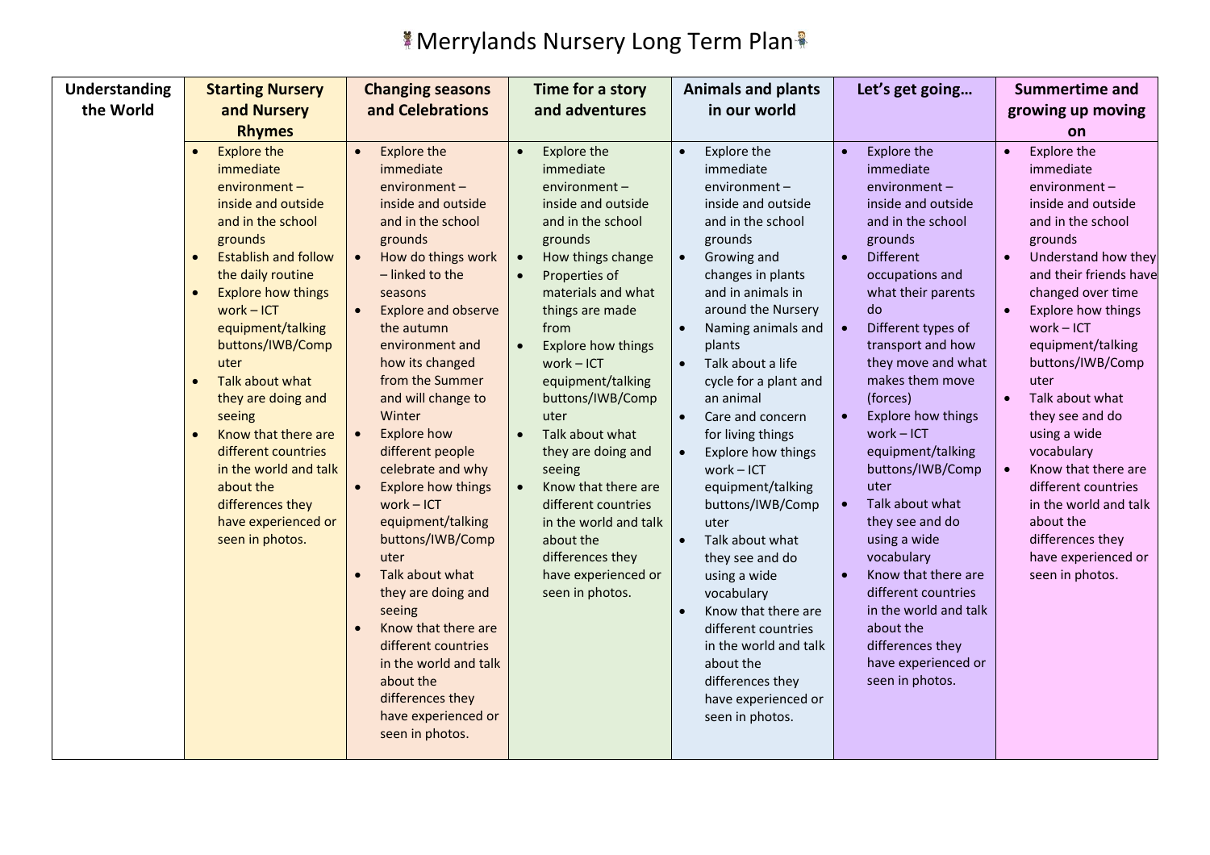# Merrylands Nursery Long Term Plan

| Understanding the World | Starting Nursery and Nursery Rhymes | Changing seasons and Celebrations | Time for a story and adventures | Animals and plants in our world | Let's get going… | Summertime and growing up moving on |
|---|---|---|---|---|---|---|
| | • Explore the immediate environment – inside and outside and in the school grounds<br>• Establish and follow the daily routine<br>• Explore how things work – ICT equipment/talking buttons/IWB/Computer<br>• Talk about what they are doing and seeing<br>• Know that there are different countries in the world and talk about the differences they have experienced or seen in photos. | • Explore the immediate environment – inside and outside and in the school grounds<br>• How do things work – linked to the seasons<br>• Explore and observe the autumn environment and how its changed from the Summer and will change to Winter<br>• Explore how different people celebrate and why<br>• Explore how things work – ICT equipment/talking buttons/IWB/Computer<br>• Talk about what they are doing and seeing<br>• Know that there are different countries in the world and talk about the differences they have experienced or seen in photos. | • Explore the immediate environment – inside and outside and in the school grounds<br>• How things change<br>• Properties of materials and what things are made from<br>• Explore how things work – ICT equipment/talking buttons/IWB/Computer<br>• Talk about what they are doing and seeing<br>• Know that there are different countries in the world and talk about the differences they have experienced or seen in photos. | • Explore the immediate environment – inside and outside and in the school grounds<br>• Growing and changes in plants and in animals in around the Nursery<br>• Naming animals and plants<br>• Talk about a life cycle for a plant and an animal<br>• Care and concern for living things<br>• Explore how things work – ICT equipment/talking buttons/IWB/Computer<br>• Talk about what they see and do using a wide vocabulary<br>• Know that there are different countries in the world and talk about the differences they have experienced or seen in photos. | • Explore the immediate environment – inside and outside and in the school grounds<br>• Different occupations and what their parents do<br>• Different types of transport and how they move and what makes them move (forces)<br>• Explore how things work – ICT equipment/talking buttons/IWB/Computer<br>• Talk about what they see and do using a wide vocabulary<br>• Know that there are different countries in the world and talk about the differences they have experienced or seen in photos. | • Explore the immediate environment – inside and outside and in the school grounds<br>• Understand how they and their friends have changed over time<br>• Explore how things work – ICT equipment/talking buttons/IWB/Computer<br>• Talk about what they see and do using a wide vocabulary<br>• Know that there are different countries in the world and talk about the differences they have experienced or seen in photos. |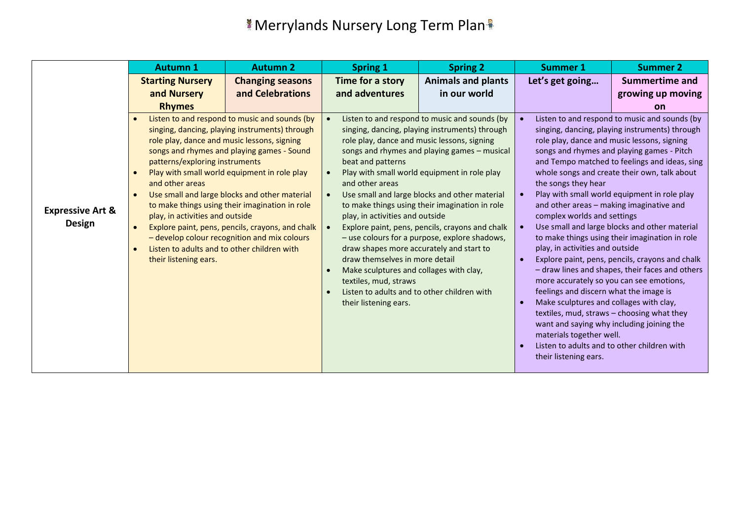# Merrylands Nursery Long Term Plan

| | Autumn 1 | Autumn 2 | Spring 1 | Spring 2 | Summer 1 | Summer 2 |
|---|---|---|---|---|---|---|
| | **Starting Nursery and Nursery Rhymes** | **Changing seasons and Celebrations** | **Time for a story and adventures** | **Animals and plants in our world** | **Let's get going…** | **Summertime and growing up moving on** |
| **Expressive Art & Design** | • Listen to and respond to music and sounds (by singing, dancing, playing instruments) through role play, dance and music lessons, signing songs and rhymes and playing games - Sound patterns/exploring instruments<br>• Play with small world equipment in role play and other areas<br>• Use small and large blocks and other material to make things using their imagination in role play, in activities and outside<br>• Explore paint, pens, pencils, crayons, and chalk – develop colour recognition and mix colours<br>• Listen to adults and to other children with their listening ears. | | • Listen to and respond to music and sounds (by singing, dancing, playing instruments) through role play, dance and music lessons, signing songs and rhymes and playing games – musical beat and patterns<br>• Play with small world equipment in role play and other areas<br>• Use small and large blocks and other material to make things using their imagination in role play, in activities and outside<br>• Explore paint, pens, pencils, crayons and chalk – use colours for a purpose, explore shadows, draw shapes more accurately and start to draw themselves in more detail<br>• Make sculptures and collages with clay, textiles, mud, straws<br>• Listen to adults and to other children with their listening ears. | | • Listen to and respond to music and sounds (by singing, dancing, playing instruments) through role play, dance and music lessons, signing songs and rhymes and playing games - Pitch and Tempo matched to feelings and ideas, sing whole songs and create their own, talk about the songs they hear<br>• Play with small world equipment in role play and other areas – making imaginative and complex worlds and settings<br>• Use small and large blocks and other material to make things using their imagination in role play, in activities and outside<br>• Explore paint, pens, pencils, crayons and chalk – draw lines and shapes, their faces and others more accurately so you can see emotions, feelings and discern what the image is<br>• Make sculptures and collages with clay, textiles, mud, straws – choosing what they want and saying why including joining the materials together well.<br>• Listen to adults and to other children with their listening ears. | |